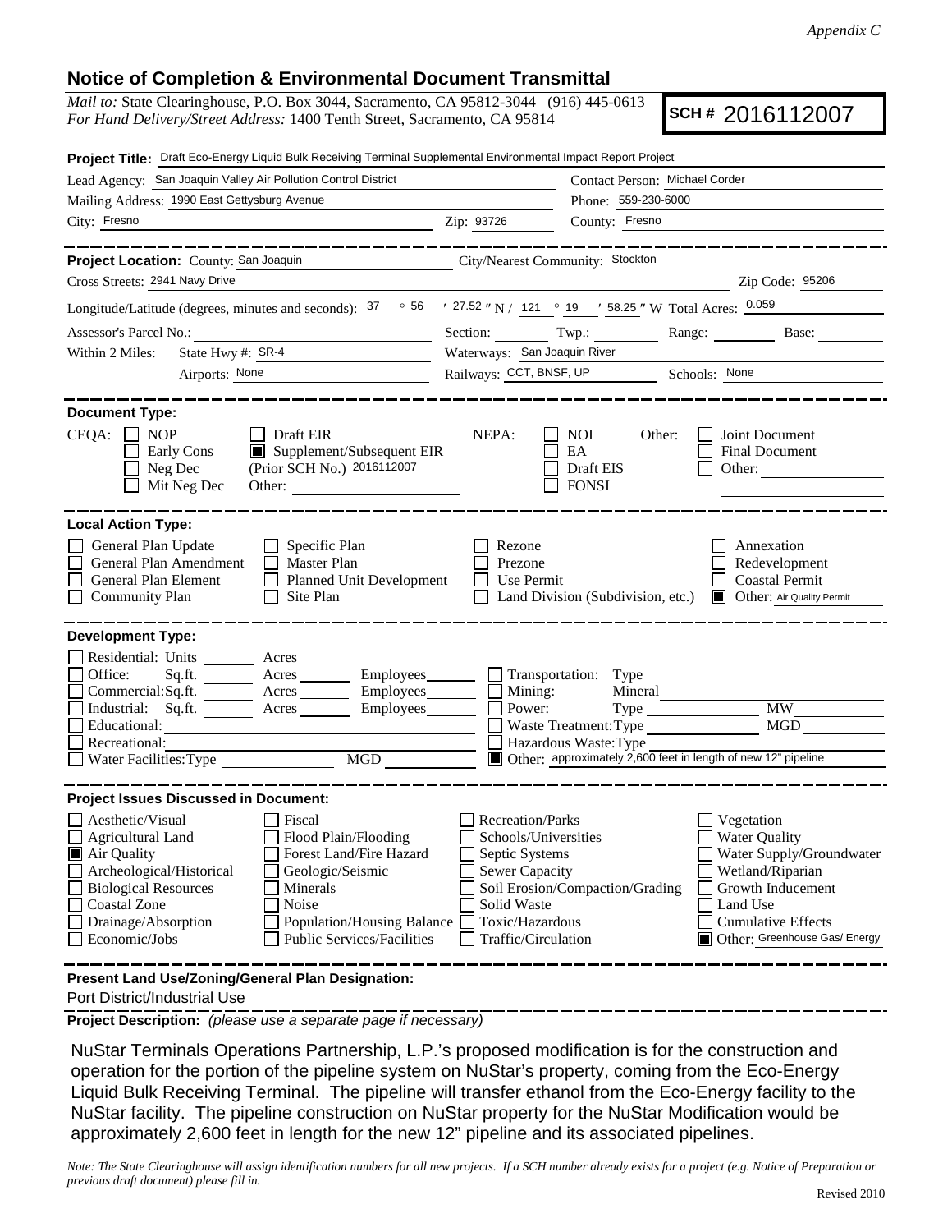*Appendix C*

## Notice of Completion & Environmental Document Transmittal

*Mail to:* State Clearinghouse, P.O. Box 3044, Sacramento, CA 95812-3044 (916) 445-0613
*For Hand Delivery/Street Address:* 1400 Tenth Street, Sacramento, CA 95814

**SCH # 2016112007**

**Project Title:** Draft Eco-Energy Liquid Bulk Receiving Terminal Supplemental Environmental Impact Report Project

Lead Agency: San Joaquin Valley Air Pollution Control District
Contact Person: Michael Corder
Mailing Address: 1990 East Gettysburg Avenue
Phone: 559-230-6000
City: Fresno
Zip: 93726
County: Fresno

---

**Project Location:** County: San Joaquin
City/Nearest Community: Stockton
Cross Streets: 2941 Navy Drive
Zip Code: 95206
Longitude/Latitude (degrees, minutes and seconds): 37 ° 56 ′ 27.52 ″ N / 121 ° 19 ′ 58.25 ″ W Total Acres: 0.059
Assessor's Parcel No.:
Section: Twp.: Range: Base:
Within 2 Miles: State Hwy #: SR-4
Waterways: San Joaquin River
Airports: None
Railways: CCT, BNSF, UP
Schools: None

---

**Document Type:**

CEQA:
- [ ] NOP
- [ ] Early Cons
- [ ] Neg Dec
- [ ] Mit Neg Dec
- [ ] Draft EIR
- [x] Supplement/Subsequent EIR (Prior SCH No.) 2016112007
- Other:

NEPA:
- [ ] NOI
- [ ] EA
- [ ] Draft EIS
- [ ] FONSI

Other:
- [ ] Joint Document
- [ ] Final Document
- [ ] Other:

---

**Local Action Type:**

- [ ] General Plan Update
- [ ] General Plan Amendment
- [ ] General Plan Element
- [ ] Community Plan
- [ ] Specific Plan
- [ ] Master Plan
- [ ] Planned Unit Development
- [ ] Site Plan
- [ ] Rezone
- [ ] Prezone
- [ ] Use Permit
- [ ] Land Division (Subdivision, etc.)
- [ ] Annexation
- [ ] Redevelopment
- [ ] Coastal Permit
- [x] Other: Air Quality Permit

---

**Development Type:**

- [ ] Residential: Units Acres
- [ ] Office: Sq.ft. Acres Employees
- [ ] Commercial: Sq.ft. Acres Employees
- [ ] Industrial: Sq.ft. Acres Employees
- [ ] Educational:
- [ ] Recreational:
- [ ] Water Facilities: Type MGD
- [ ] Transportation: Type
- [ ] Mining: Mineral
- [ ] Power: Type MW
- [ ] Waste Treatment: Type MGD
- [ ] Hazardous Waste: Type
- [x] Other: approximately 2,600 feet in length of new 12" pipeline

---

**Project Issues Discussed in Document:**

- [ ] Aesthetic/Visual
- [ ] Agricultural Land
- [x] Air Quality
- [ ] Archeological/Historical
- [ ] Biological Resources
- [ ] Coastal Zone
- [ ] Drainage/Absorption
- [ ] Economic/Jobs
- [ ] Fiscal
- [ ] Flood Plain/Flooding
- [ ] Forest Land/Fire Hazard
- [ ] Geologic/Seismic
- [ ] Minerals
- [ ] Noise
- [ ] Population/Housing Balance
- [ ] Public Services/Facilities
- [ ] Recreation/Parks
- [ ] Schools/Universities
- [ ] Septic Systems
- [ ] Sewer Capacity
- [ ] Soil Erosion/Compaction/Grading
- [ ] Solid Waste
- [ ] Toxic/Hazardous
- [ ] Traffic/Circulation
- [ ] Vegetation
- [ ] Water Quality
- [ ] Water Supply/Groundwater
- [ ] Wetland/Riparian
- [ ] Growth Inducement
- [ ] Land Use
- [ ] Cumulative Effects
- [x] Other: Greenhouse Gas/ Energy

---

**Present Land Use/Zoning/General Plan Designation:**

Port District/Industrial Use

---

**Project Description:** *(please use a separate page if necessary)*

NuStar Terminals Operations Partnership, L.P.'s proposed modification is for the construction and operation for the portion of the pipeline system on NuStar's property, coming from the Eco-Energy Liquid Bulk Receiving Terminal. The pipeline will transfer ethanol from the Eco-Energy facility to the NuStar facility. The pipeline construction on NuStar property for the NuStar Modification would be approximately 2,600 feet in length for the new 12" pipeline and its associated pipelines.

*Note: The State Clearinghouse will assign identification numbers for all new projects. If a SCH number already exists for a project (e.g. Notice of Preparation or previous draft document) please fill in.*

Revised 2010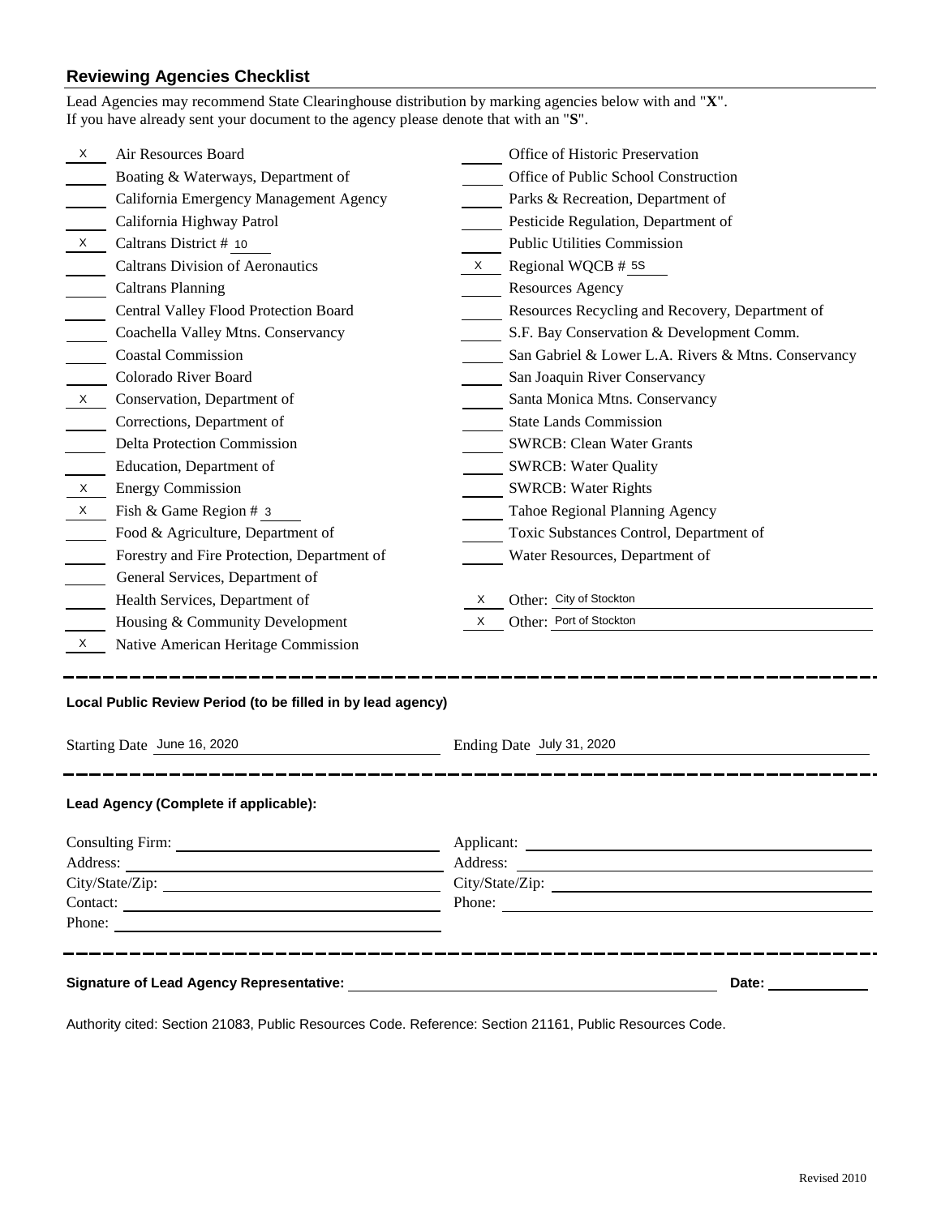## Reviewing Agencies Checklist

Lead Agencies may recommend State Clearinghouse distribution by marking agencies below with and "**X**".
If you have already sent your document to the agency please denote that with an "**S**".

| | | | |
|---|---|---|---|
| X | Air Resources Board | | Office of Historic Preservation |
| | Boating & Waterways, Department of | | Office of Public School Construction |
| | California Emergency Management Agency | | Parks & Recreation, Department of |
| | California Highway Patrol | | Pesticide Regulation, Department of |
| X | Caltrans District # 10 | | Public Utilities Commission |
| | Caltrans Division of Aeronautics | X | Regional WQCB # 5S |
| | Caltrans Planning | | Resources Agency |
| | Central Valley Flood Protection Board | | Resources Recycling and Recovery, Department of |
| | Coachella Valley Mtns. Conservancy | | S.F. Bay Conservation & Development Comm. |
| | Coastal Commission | | San Gabriel & Lower L.A. Rivers & Mtns. Conservancy |
| | Colorado River Board | | San Joaquin River Conservancy |
| X | Conservation, Department of | | Santa Monica Mtns. Conservancy |
| | Corrections, Department of | | State Lands Commission |
| | Delta Protection Commission | | SWRCB: Clean Water Grants |
| | Education, Department of | | SWRCB: Water Quality |
| X | Energy Commission | | SWRCB: Water Rights |
| X | Fish & Game Region # 3 | | Tahoe Regional Planning Agency |
| | Food & Agriculture, Department of | | Toxic Substances Control, Department of |
| | Forestry and Fire Protection, Department of | | Water Resources, Department of |
| | General Services, Department of | | |
| | Health Services, Department of | X | Other: City of Stockton |
| | Housing & Community Development | X | Other: Port of Stockton |
| X | Native American Heritage Commission | | |

---

**Local Public Review Period (to be filled in by lead agency)**

Starting Date June 16, 2020 Ending Date July 31, 2020

---

**Lead Agency (Complete if applicable):**

Consulting Firm: ______________________ Applicant: ______________________
Address: ______________________ Address: ______________________
City/State/Zip: ______________________ City/State/Zip: ______________________
Contact: ______________________ Phone: ______________________
Phone: ______________________

---

**Signature of Lead Agency Representative:** ______________________ **Date:** __________

Authority cited: Section 21083, Public Resources Code. Reference: Section 21161, Public Resources Code.

Revised 2010